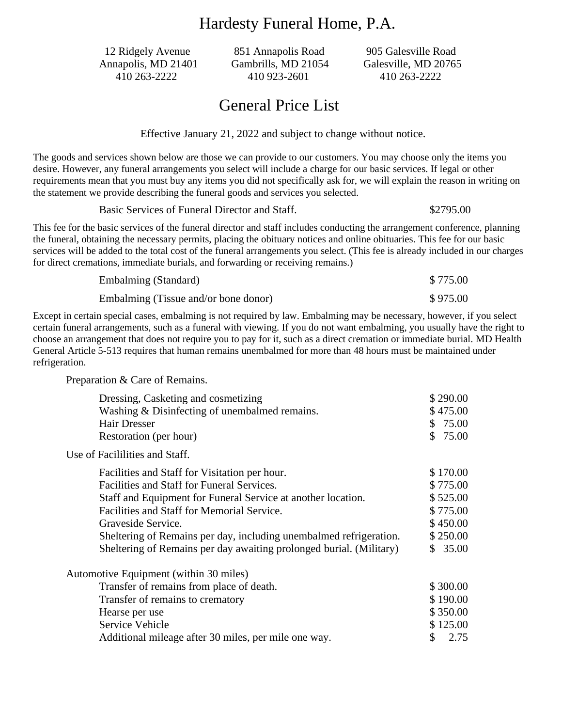# Hardesty Funeral Home, P.A.

12 Ridgely Avenue
Annapolis, MD 21401
410 263-2222

851 Annapolis Road
Gambrills, MD 21054
410 923-2601

905 Galesville Road
Galesville, MD 20765
410 263-2222

## General Price List

Effective January 21, 2022 and subject to change without notice.

The goods and services shown below are those we can provide to our customers. You may choose only the items you desire. However, any funeral arrangements you select will include a charge for our basic services. If legal or other requirements mean that you must buy any items you did not specifically ask for, we will explain the reason in writing on the statement we provide describing the funeral goods and services you selected.

| | |
|---|---|
| Basic Services of Funeral Director and Staff. | $2795.00 |

This fee for the basic services of the funeral director and staff includes conducting the arrangement conference, planning the funeral, obtaining the necessary permits, placing the obituary notices and online obituaries. This fee for our basic services will be added to the total cost of the funeral arrangements you select. (This fee is already included in our charges for direct cremations, immediate burials, and forwarding or receiving remains.)

| | |
|---|---|
| Embalming (Standard) | $ 775.00 |
| Embalming (Tissue and/or bone donor) | $ 975.00 |

Except in certain special cases, embalming is not required by law. Embalming may be necessary, however, if you select certain funeral arrangements, such as a funeral with viewing. If you do not want embalming, you usually have the right to choose an arrangement that does not require you to pay for it, such as a direct cremation or immediate burial. MD Health General Article 5-513 requires that human remains unembalmed for more than 48 hours must be maintained under refrigeration.

Preparation & Care of Remains.

| | |
|---|---|
| Dressing, Casketing and cosmetizing | $ 290.00 |
| Washing & Disinfecting of unembalmed remains. | $ 475.00 |
| Hair Dresser | $ 75.00 |
| Restoration (per hour) | $ 75.00 |

Use of Facililities and Staff.

| | |
|---|---|
| Facilities and Staff for Visitation per hour. | $ 170.00 |
| Facilities and Staff for Funeral Services. | $ 775.00 |
| Staff and Equipment for Funeral Service at another location. | $ 525.00 |
| Facilities and Staff for Memorial Service. | $ 775.00 |
| Graveside Service. | $ 450.00 |
| Sheltering of Remains per day, including unembalmed refrigeration. | $ 250.00 |
| Sheltering of Remains per day awaiting prolonged burial. (Military) | $ 35.00 |

Automotive Equipment (within 30 miles)

| | |
|---|---|
| Transfer of remains from place of death. | $ 300.00 |
| Transfer of remains to crematory | $ 190.00 |
| Hearse per use | $ 350.00 |
| Service Vehicle | $ 125.00 |
| Additional mileage after 30 miles, per mile one way. | $ 2.75 |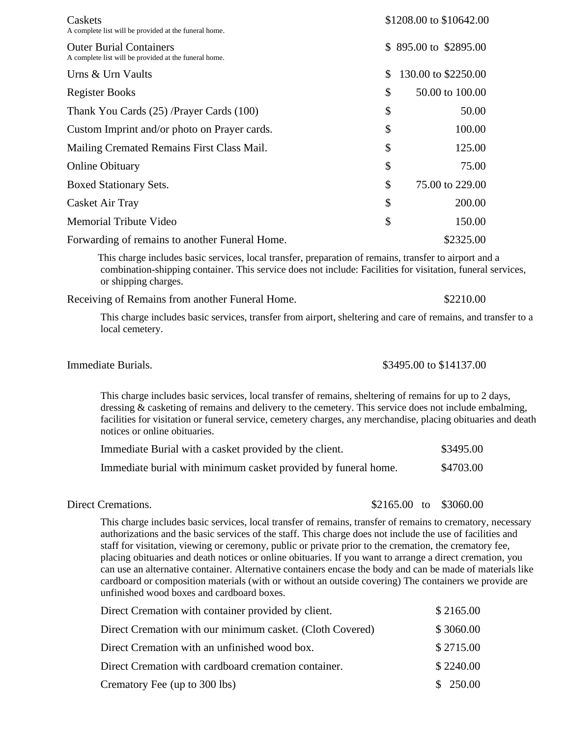| Item | Price |
|---|---|
| Caskets<br>A complete list will be provided at the funeral home. | $1208.00 to $10642.00 |
| Outer Burial Containers<br>A complete list will be provided at the funeral home. | $ 895.00 to $2895.00 |
| Urns & Urn Vaults | $ 130.00 to $2250.00 |
| Register Books | $ 50.00 to 100.00 |
| Thank You Cards (25) /Prayer Cards (100) | $ 50.00 |
| Custom Imprint and/or photo on Prayer cards. | $ 100.00 |
| Mailing Cremated Remains First Class Mail. | $ 125.00 |
| Online Obituary | $ 75.00 |
| Boxed Stationary Sets. | $ 75.00 to 229.00 |
| Casket Air Tray | $ 200.00 |
| Memorial Tribute Video | $ 150.00 |

Forwarding of remains to another Funeral Home. $2325.00

This charge includes basic services, local transfer, preparation of remains, transfer to airport and a combination-shipping container. This service does not include: Facilities for visitation, funeral services, or shipping charges.

Receiving of Remains from another Funeral Home. $2210.00

This charge includes basic services, transfer from airport, sheltering and care of remains, and transfer to a local cemetery.

Immediate Burials. $3495.00 to $14137.00

This charge includes basic services, local transfer of remains, sheltering of remains for up to 2 days, dressing & casketing of remains and delivery to the cemetery. This service does not include embalming, facilities for visitation or funeral service, cemetery charges, any merchandise, placing obituaries and death notices or online obituaries.

| Service | Price |
|---|---|
| Immediate Burial with a casket provided by the client. | $3495.00 |
| Immediate burial with minimum casket provided by funeral home. | $4703.00 |

Direct Cremations. $2165.00 to $3060.00

This charge includes basic services, local transfer of remains, transfer of remains to crematory, necessary authorizations and the basic services of the staff. This charge does not include the use of facilities and staff for visitation, viewing or ceremony, public or private prior to the cremation, the crematory fee, placing obituaries and death notices or online obituaries. If you want to arrange a direct cremation, you can use an alternative container. Alternative containers encase the body and can be made of materials like cardboard or composition materials (with or without an outside covering) The containers we provide are unfinished wood boxes and cardboard boxes.

| Service | Price |
|---|---|
| Direct Cremation with container provided by client. | $ 2165.00 |
| Direct Cremation with our minimum casket. (Cloth Covered) | $ 3060.00 |
| Direct Cremation with an unfinished wood box. | $ 2715.00 |
| Direct Cremation with cardboard cremation container. | $ 2240.00 |
| Crematory Fee (up to 300 lbs) | $ 250.00 |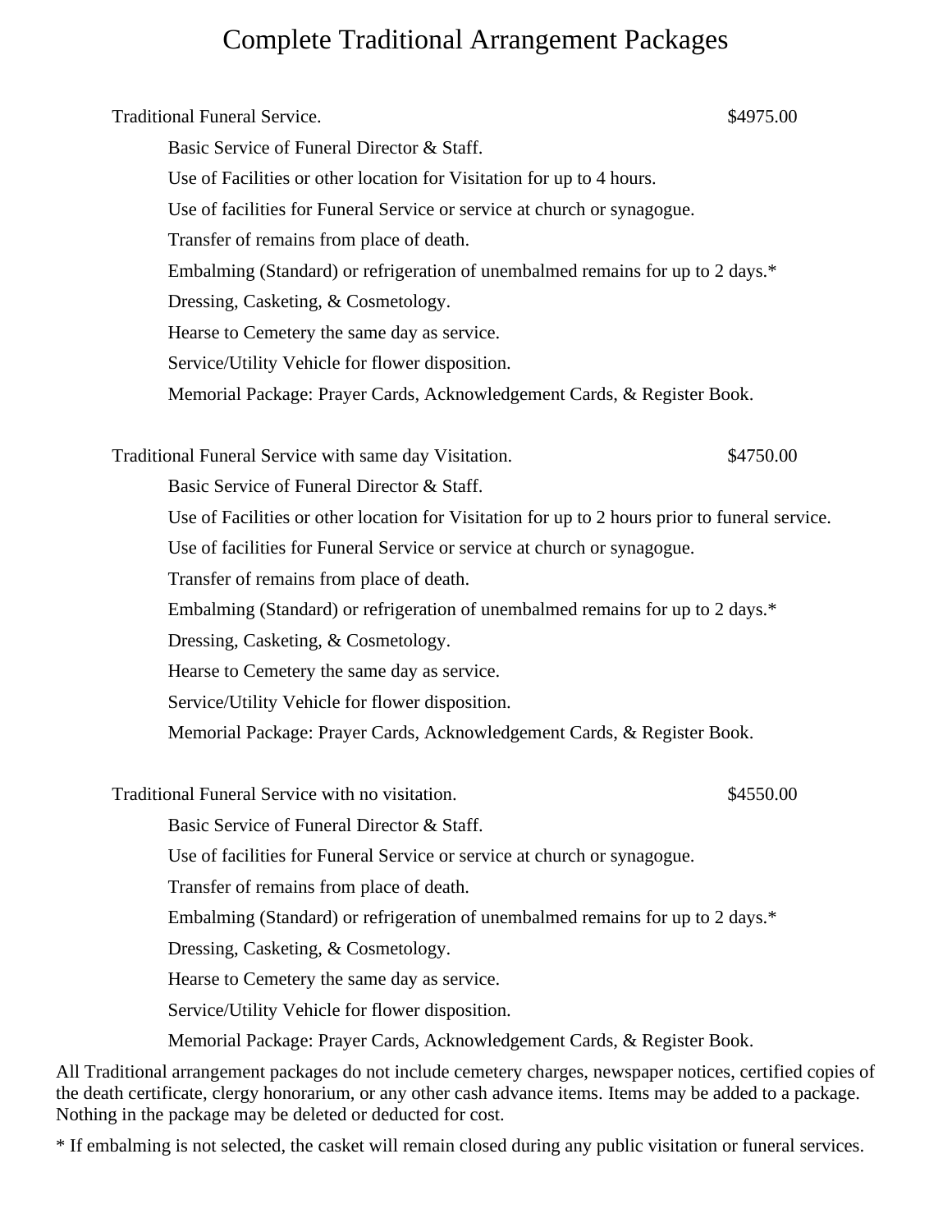# Complete Traditional Arrangement Packages

**Traditional Funeral Service.** $4975.00

- Basic Service of Funeral Director & Staff.
- Use of Facilities or other location for Visitation for up to 4 hours.
- Use of facilities for Funeral Service or service at church or synagogue.
- Transfer of remains from place of death.
- Embalming (Standard) or refrigeration of unembalmed remains for up to 2 days.*
- Dressing, Casketing, & Cosmetology.
- Hearse to Cemetery the same day as service.
- Service/Utility Vehicle for flower disposition.
- Memorial Package: Prayer Cards, Acknowledgement Cards, & Register Book.

**Traditional Funeral Service with same day Visitation.** $4750.00

- Basic Service of Funeral Director & Staff.
- Use of Facilities or other location for Visitation for up to 2 hours prior to funeral service.
- Use of facilities for Funeral Service or service at church or synagogue.
- Transfer of remains from place of death.
- Embalming (Standard) or refrigeration of unembalmed remains for up to 2 days.*
- Dressing, Casketing, & Cosmetology.
- Hearse to Cemetery the same day as service.
- Service/Utility Vehicle for flower disposition.
- Memorial Package: Prayer Cards, Acknowledgement Cards, & Register Book.

**Traditional Funeral Service with no visitation.** $4550.00

- Basic Service of Funeral Director & Staff.
- Use of facilities for Funeral Service or service at church or synagogue.
- Transfer of remains from place of death.
- Embalming (Standard) or refrigeration of unembalmed remains for up to 2 days.*
- Dressing, Casketing, & Cosmetology.
- Hearse to Cemetery the same day as service.
- Service/Utility Vehicle for flower disposition.
- Memorial Package: Prayer Cards, Acknowledgement Cards, & Register Book.

All Traditional arrangement packages do not include cemetery charges, newspaper notices, certified copies of the death certificate, clergy honorarium, or any other cash advance items. Items may be added to a package. Nothing in the package may be deleted or deducted for cost.

\* If embalming is not selected, the casket will remain closed during any public visitation or funeral services.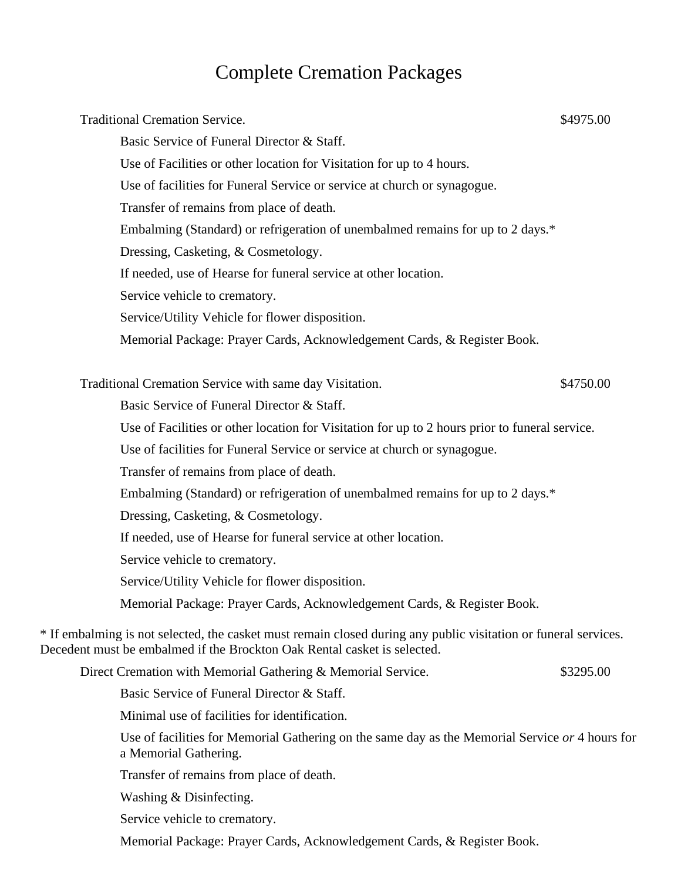# Complete Cremation Packages

**Traditional Cremation Service.** $4975.00

- Basic Service of Funeral Director & Staff.
- Use of Facilities or other location for Visitation for up to 4 hours.
- Use of facilities for Funeral Service or service at church or synagogue.
- Transfer of remains from place of death.
- Embalming (Standard) or refrigeration of unembalmed remains for up to 2 days.*
- Dressing, Casketing, & Cosmetology.
- If needed, use of Hearse for funeral service at other location.
- Service vehicle to crematory.
- Service/Utility Vehicle for flower disposition.
- Memorial Package: Prayer Cards, Acknowledgement Cards, & Register Book.

**Traditional Cremation Service with same day Visitation.** $4750.00

- Basic Service of Funeral Director & Staff.
- Use of Facilities or other location for Visitation for up to 2 hours prior to funeral service.
- Use of facilities for Funeral Service or service at church or synagogue.
- Transfer of remains from place of death.
- Embalming (Standard) or refrigeration of unembalmed remains for up to 2 days.*
- Dressing, Casketing, & Cosmetology.
- If needed, use of Hearse for funeral service at other location.
- Service vehicle to crematory.
- Service/Utility Vehicle for flower disposition.
- Memorial Package: Prayer Cards, Acknowledgement Cards, & Register Book.

* If embalming is not selected, the casket must remain closed during any public visitation or funeral services. Decedent must be embalmed if the Brockton Oak Rental casket is selected.

**Direct Cremation with Memorial Gathering & Memorial Service.** $3295.00

- Basic Service of Funeral Director & Staff.
- Minimal use of facilities for identification.
- Use of facilities for Memorial Gathering on the same day as the Memorial Service *or* 4 hours for a Memorial Gathering.
- Transfer of remains from place of death.
- Washing & Disinfecting.
- Service vehicle to crematory.
- Memorial Package: Prayer Cards, Acknowledgement Cards, & Register Book.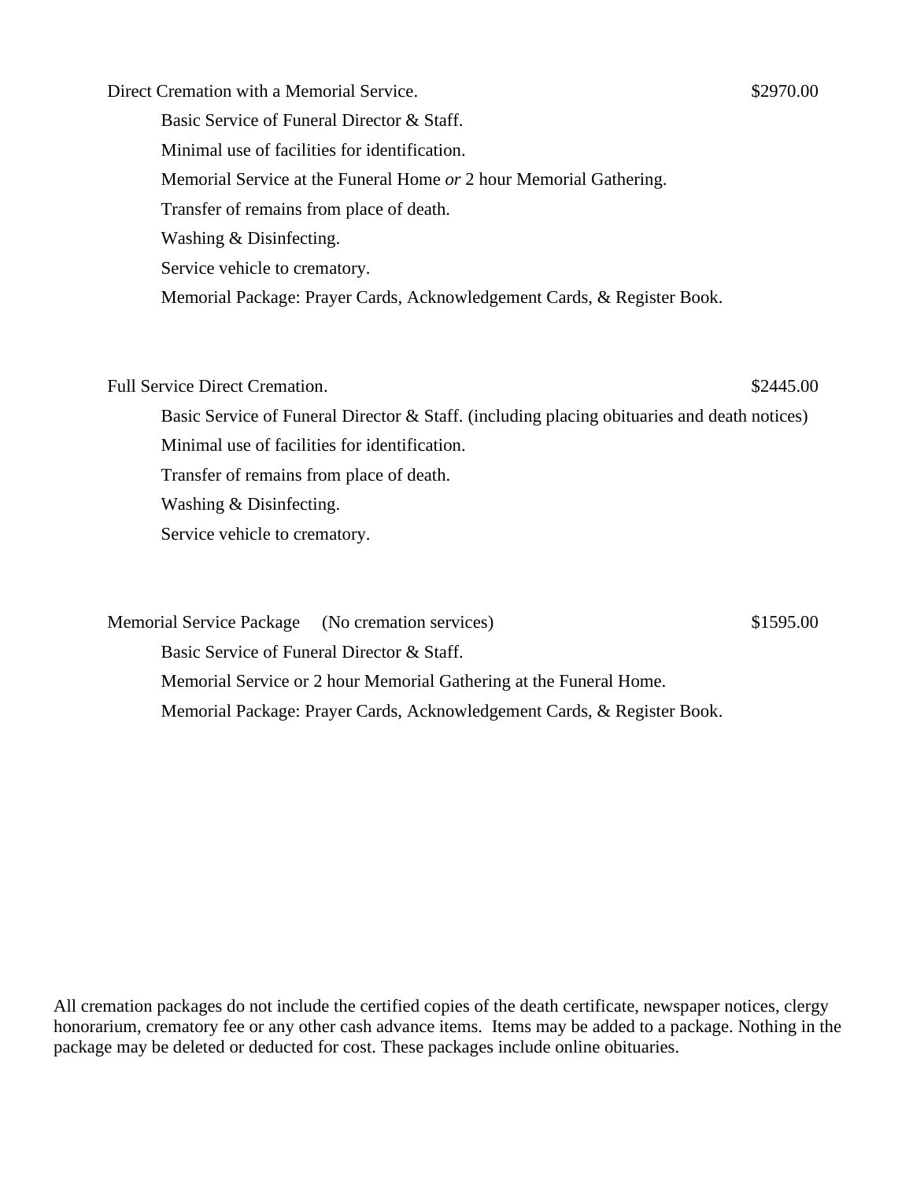Direct Cremation with a Memorial Service. $2970.00

- Basic Service of Funeral Director & Staff.
- Minimal use of facilities for identification.
- Memorial Service at the Funeral Home *or* 2 hour Memorial Gathering.
- Transfer of remains from place of death.
- Washing & Disinfecting.
- Service vehicle to crematory.
- Memorial Package: Prayer Cards, Acknowledgement Cards, & Register Book.

Full Service Direct Cremation. $2445.00

- Basic Service of Funeral Director & Staff. (including placing obituaries and death notices)
- Minimal use of facilities for identification.
- Transfer of remains from place of death.
- Washing & Disinfecting.
- Service vehicle to crematory.

Memorial Service Package (No cremation services) $1595.00

- Basic Service of Funeral Director & Staff.
- Memorial Service or 2 hour Memorial Gathering at the Funeral Home.
- Memorial Package: Prayer Cards, Acknowledgement Cards, & Register Book.

All cremation packages do not include the certified copies of the death certificate, newspaper notices, clergy honorarium, crematory fee or any other cash advance items. Items may be added to a package. Nothing in the package may be deleted or deducted for cost. These packages include online obituaries.